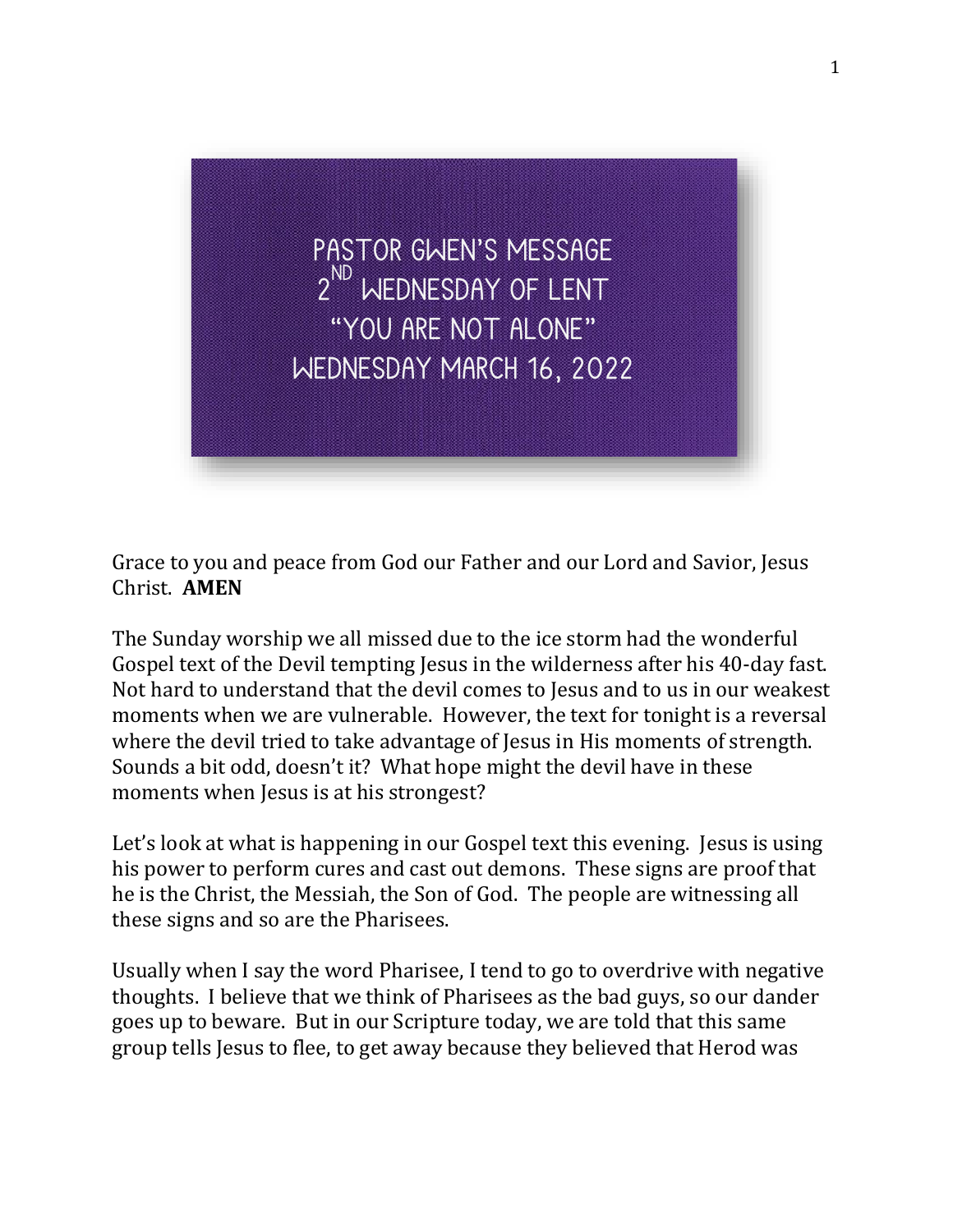# PASTOR GWEN'S MESSAGE
## 2ND WEDNESDAY OF LENT
## "YOU ARE NOT ALONE"
## WEDNESDAY MARCH 16, 2022

Grace to you and peace from God our Father and our Lord and Savior, Jesus Christ. **AMEN**

The Sunday worship we all missed due to the ice storm had the wonderful Gospel text of the Devil tempting Jesus in the wilderness after his 40-day fast. Not hard to understand that the devil comes to Jesus and to us in our weakest moments when we are vulnerable. However, the text for tonight is a reversal where the devil tried to take advantage of Jesus in His moments of strength. Sounds a bit odd, doesn't it? What hope might the devil have in these moments when Jesus is at his strongest?

Let's look at what is happening in our Gospel text this evening. Jesus is using his power to perform cures and cast out demons. These signs are proof that he is the Christ, the Messiah, the Son of God. The people are witnessing all these signs and so are the Pharisees.

Usually when I say the word Pharisee, I tend to go to overdrive with negative thoughts. I believe that we think of Pharisees as the bad guys, so our dander goes up to beware. But in our Scripture today, we are told that this same group tells Jesus to flee, to get away because they believed that Herod was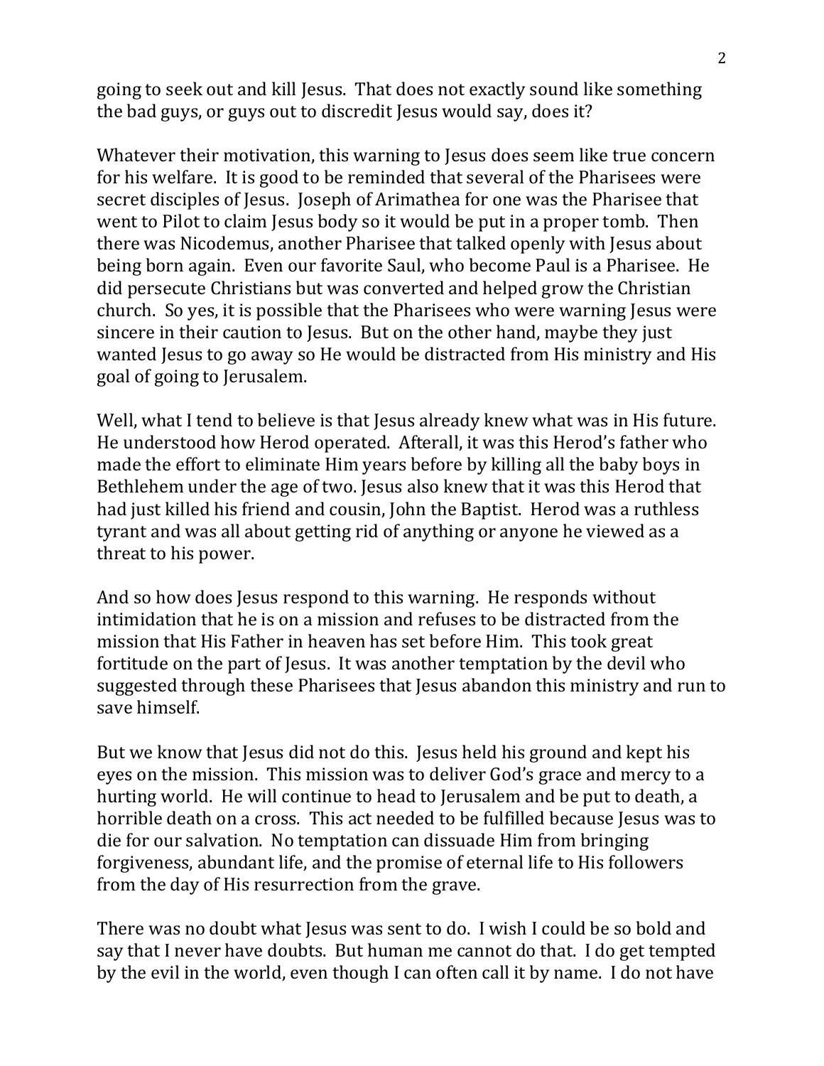going to seek out and kill Jesus. That does not exactly sound like something the bad guys, or guys out to discredit Jesus would say, does it?

Whatever their motivation, this warning to Jesus does seem like true concern for his welfare. It is good to be reminded that several of the Pharisees were secret disciples of Jesus. Joseph of Arimathea for one was the Pharisee that went to Pilot to claim Jesus body so it would be put in a proper tomb. Then there was Nicodemus, another Pharisee that talked openly with Jesus about being born again. Even our favorite Saul, who become Paul is a Pharisee. He did persecute Christians but was converted and helped grow the Christian church. So yes, it is possible that the Pharisees who were warning Jesus were sincere in their caution to Jesus. But on the other hand, maybe they just wanted Jesus to go away so He would be distracted from His ministry and His goal of going to Jerusalem.

Well, what I tend to believe is that Jesus already knew what was in His future. He understood how Herod operated. Afterall, it was this Herod's father who made the effort to eliminate Him years before by killing all the baby boys in Bethlehem under the age of two. Jesus also knew that it was this Herod that had just killed his friend and cousin, John the Baptist. Herod was a ruthless tyrant and was all about getting rid of anything or anyone he viewed as a threat to his power.

And so how does Jesus respond to this warning. He responds without intimidation that he is on a mission and refuses to be distracted from the mission that His Father in heaven has set before Him. This took great fortitude on the part of Jesus. It was another temptation by the devil who suggested through these Pharisees that Jesus abandon this ministry and run to save himself.

But we know that Jesus did not do this. Jesus held his ground and kept his eyes on the mission. This mission was to deliver God's grace and mercy to a hurting world. He will continue to head to Jerusalem and be put to death, a horrible death on a cross. This act needed to be fulfilled because Jesus was to die for our salvation. No temptation can dissuade Him from bringing forgiveness, abundant life, and the promise of eternal life to His followers from the day of His resurrection from the grave.

There was no doubt what Jesus was sent to do. I wish I could be so bold and say that I never have doubts. But human me cannot do that. I do get tempted by the evil in the world, even though I can often call it by name. I do not have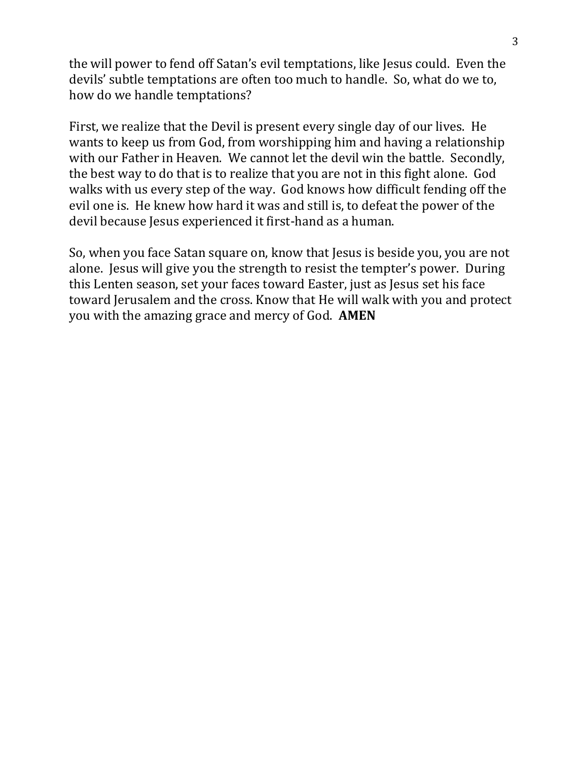the will power to fend off Satan's evil temptations, like Jesus could. Even the devils' subtle temptations are often too much to handle. So, what do we to, how do we handle temptations?

First, we realize that the Devil is present every single day of our lives. He wants to keep us from God, from worshipping him and having a relationship with our Father in Heaven. We cannot let the devil win the battle. Secondly, the best way to do that is to realize that you are not in this fight alone. God walks with us every step of the way. God knows how difficult fending off the evil one is. He knew how hard it was and still is, to defeat the power of the devil because Jesus experienced it first-hand as a human.

So, when you face Satan square on, know that Jesus is beside you, you are not alone. Jesus will give you the strength to resist the tempter's power. During this Lenten season, set your faces toward Easter, just as Jesus set his face toward Jerusalem and the cross. Know that He will walk with you and protect you with the amazing grace and mercy of God. **AMEN**